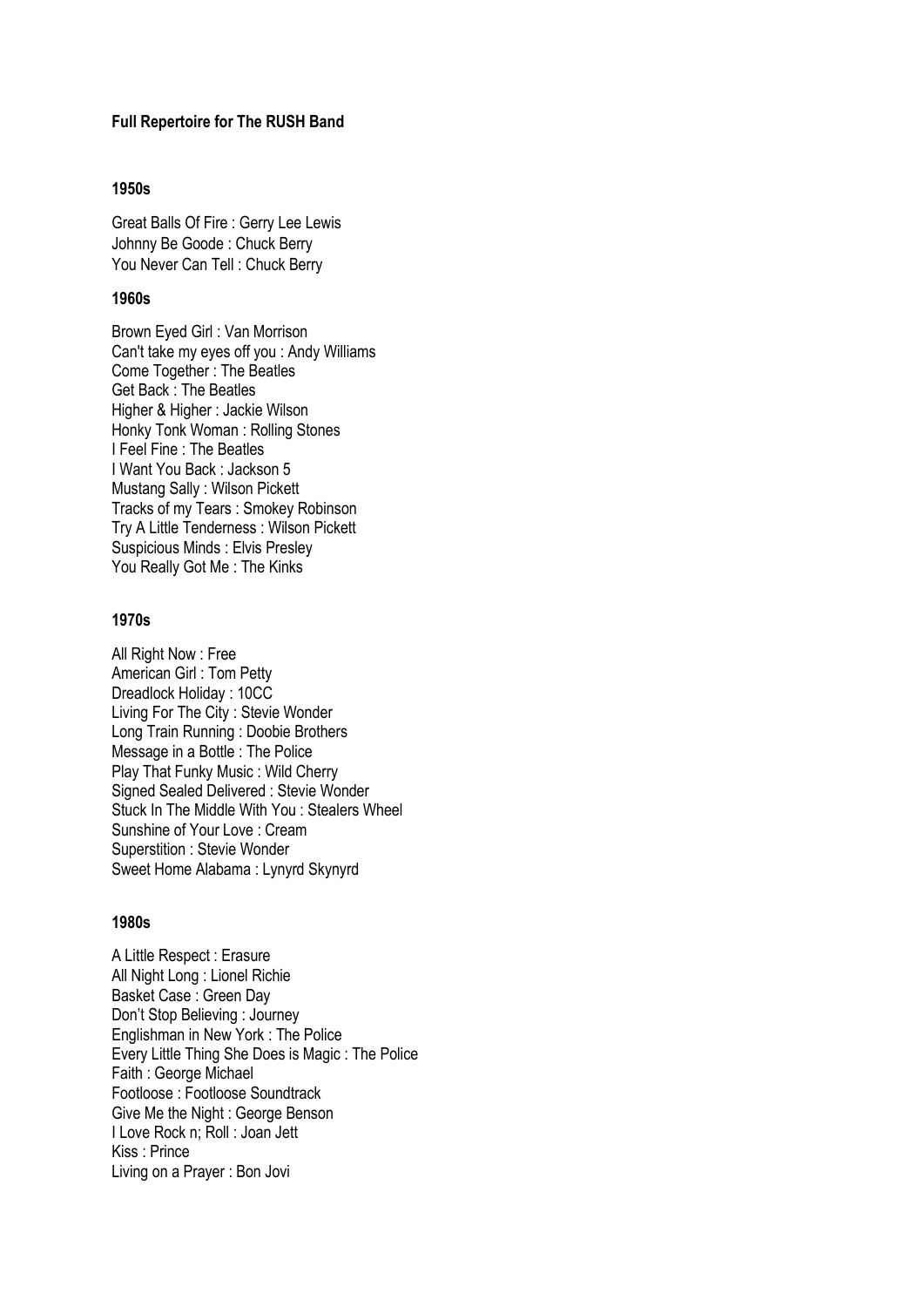**Full Repertoire for The RUSH Band**

**1950s**

Great Balls Of Fire : Gerry Lee Lewis  
Johnny Be Goode : Chuck Berry  
You Never Can Tell : Chuck Berry

**1960s**

Brown Eyed Girl : Van Morrison  
Can't take my eyes off you : Andy Williams  
Come Together : The Beatles  
Get Back : The Beatles  
Higher & Higher : Jackie Wilson  
Honky Tonk Woman : Rolling Stones  
I Feel Fine : The Beatles  
I Want You Back : Jackson 5  
Mustang Sally : Wilson Pickett  
Tracks of my Tears : Smokey Robinson  
Try A Little Tenderness : Wilson Pickett  
Suspicious Minds : Elvis Presley  
You Really Got Me : The Kinks

**1970s**

All Right Now : Free  
American Girl : Tom Petty  
Dreadlock Holiday : 10CC  
Living For The City : Stevie Wonder  
Long Train Running : Doobie Brothers  
Message in a Bottle : The Police  
Play That Funky Music : Wild Cherry  
Signed Sealed Delivered : Stevie Wonder  
Stuck In The Middle With You : Stealers Wheel  
Sunshine of Your Love : Cream  
Superstition : Stevie Wonder  
Sweet Home Alabama : Lynyrd Skynyrd

**1980s**

A Little Respect : Erasure  
All Night Long : Lionel Richie  
Basket Case : Green Day  
Don't Stop Believing : Journey  
Englishman in New York : The Police  
Every Little Thing She Does is Magic : The Police  
Faith : George Michael  
Footloose : Footloose Soundtrack  
Give Me the Night : George Benson  
I Love Rock n; Roll : Joan Jett  
Kiss : Prince  
Living on a Prayer : Bon Jovi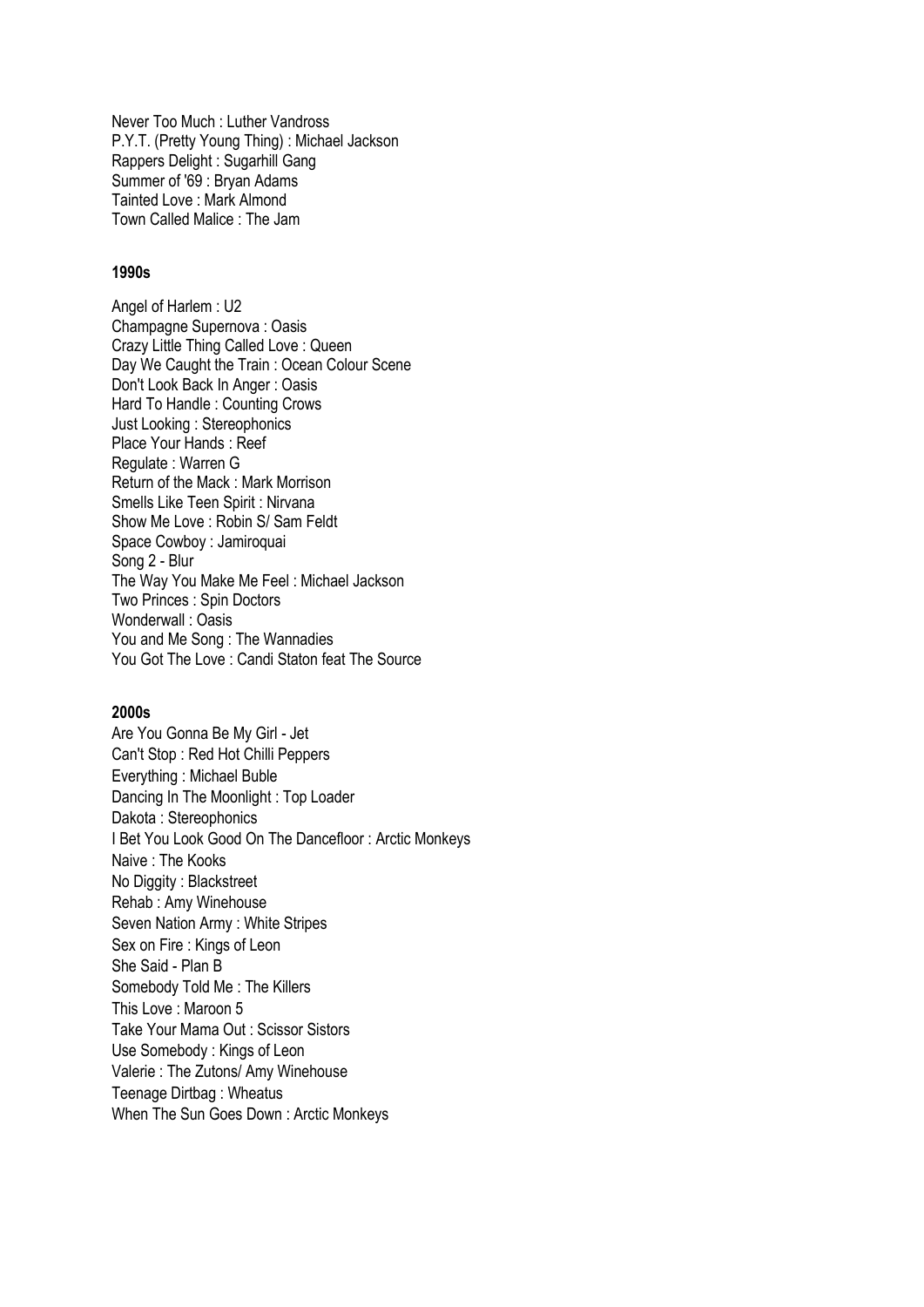Never Too Much : Luther Vandross
P.Y.T. (Pretty Young Thing) : Michael Jackson
Rappers Delight : Sugarhill Gang
Summer of '69 : Bryan Adams
Tainted Love : Mark Almond
Town Called Malice : The Jam

**1990s**

Angel of Harlem : U2
Champagne Supernova : Oasis
Crazy Little Thing Called Love : Queen
Day We Caught the Train : Ocean Colour Scene
Don't Look Back In Anger : Oasis
Hard To Handle : Counting Crows
Just Looking : Stereophonics
Place Your Hands : Reef
Regulate : Warren G
Return of the Mack : Mark Morrison
Smells Like Teen Spirit : Nirvana
Show Me Love : Robin S/ Sam Feldt
Space Cowboy : Jamiroquai
Song 2 - Blur
The Way You Make Me Feel : Michael Jackson
Two Princes : Spin Doctors
Wonderwall : Oasis
You and Me Song : The Wannadies
You Got The Love : Candi Staton feat The Source

**2000s**

Are You Gonna Be My Girl - Jet
Can't Stop : Red Hot Chilli Peppers
Everything : Michael Buble
Dancing In The Moonlight : Top Loader
Dakota : Stereophonics
I Bet You Look Good On The Dancefloor : Arctic Monkeys
Naive : The Kooks
No Diggity : Blackstreet
Rehab : Amy Winehouse
Seven Nation Army : White Stripes
Sex on Fire : Kings of Leon
She Said - Plan B
Somebody Told Me : The Killers
This Love : Maroon 5
Take Your Mama Out : Scissor Sistors
Use Somebody : Kings of Leon
Valerie : The Zutons/ Amy Winehouse
Teenage Dirtbag : Wheatus
When The Sun Goes Down : Arctic Monkeys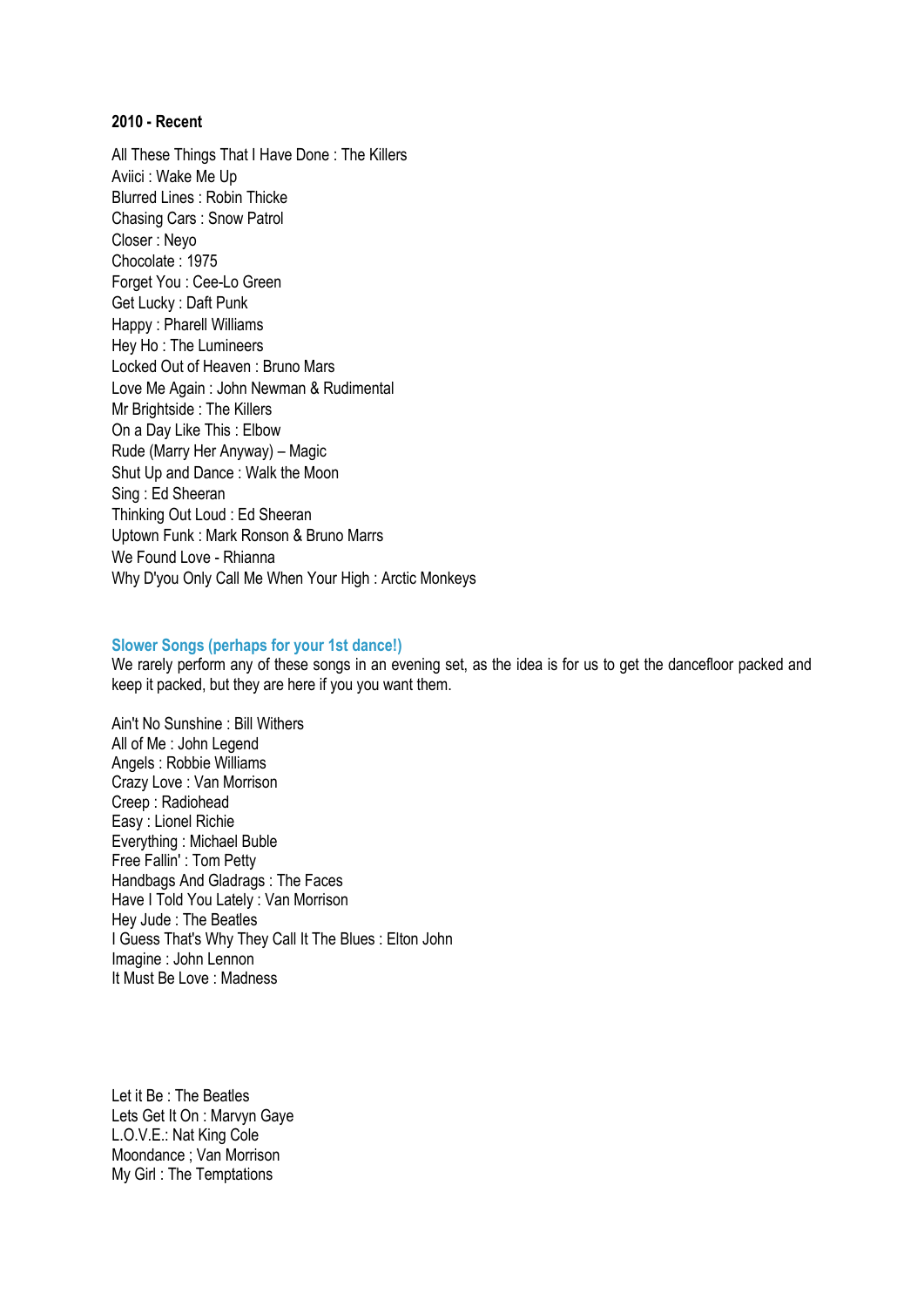**2010 - Recent**

All These Things That I Have Done : The Killers
Aviici : Wake Me Up
Blurred Lines : Robin Thicke
Chasing Cars : Snow Patrol
Closer : Neyo
Chocolate : 1975
Forget You : Cee-Lo Green
Get Lucky : Daft Punk
Happy : Pharell Williams
Hey Ho : The Lumineers
Locked Out of Heaven : Bruno Mars
Love Me Again : John Newman & Rudimental
Mr Brightside : The Killers
On a Day Like This : Elbow
Rude (Marry Her Anyway) – Magic
Shut Up and Dance : Walk the Moon
Sing : Ed Sheeran
Thinking Out Loud : Ed Sheeran
Uptown Funk : Mark Ronson & Bruno Marrs
We Found Love - Rhianna
Why D'you Only Call Me When Your High : Arctic Monkeys

**Slower Songs (perhaps for your 1st dance!)**

We rarely perform any of these songs in an evening set, as the idea is for us to get the dancefloor packed and keep it packed, but they are here if you you want them.

Ain't No Sunshine : Bill Withers
All of Me : John Legend
Angels : Robbie Williams
Crazy Love : Van Morrison
Creep : Radiohead
Easy : Lionel Richie
Everything : Michael Buble
Free Fallin' : Tom Petty
Handbags And Gladrags : The Faces
Have I Told You Lately : Van Morrison
Hey Jude : The Beatles
I Guess That's Why They Call It The Blues : Elton John
Imagine : John Lennon
It Must Be Love : Madness

Let it Be : The Beatles
Lets Get It On : Marvyn Gaye
L.O.V.E.: Nat King Cole
Moondance ; Van Morrison
My Girl : The Temptations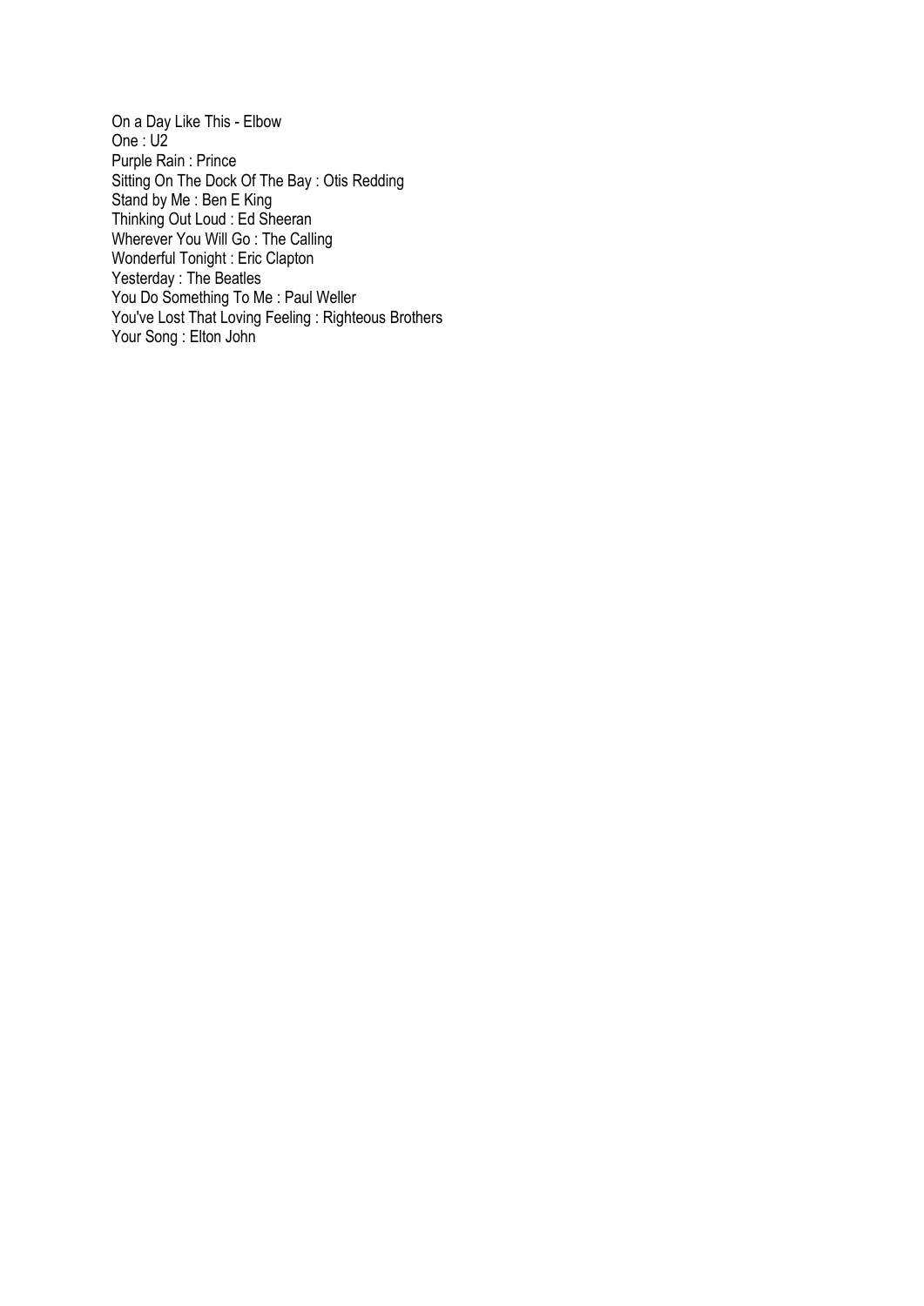On a Day Like This - Elbow  
One : U2  
Purple Rain : Prince  
Sitting On The Dock Of The Bay : Otis Redding  
Stand by Me : Ben E King  
Thinking Out Loud : Ed Sheeran  
Wherever You Will Go : The Calling  
Wonderful Tonight : Eric Clapton  
Yesterday : The Beatles  
You Do Something To Me : Paul Weller  
You've Lost That Loving Feeling : Righteous Brothers  
Your Song : Elton John